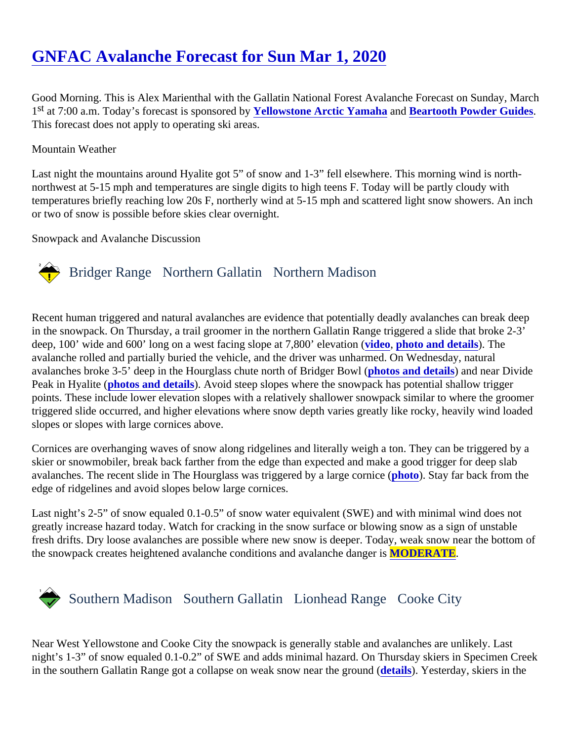# GNFAC Avalanche Forecast for Sun Mar 1, 2020

Good Morning. This is Alex Marienthal with the Gallatin National Forest Avalanche Forecast on Sunday, March 1st at 7:00 a.m. Today's forecast is sponsored by **Yellowstone Arctic Yamaha** and **Beartooth Powder Guides**. This forecast does not apply to operating ski areas.

Mountain Weather

Last night the mountains around Hyalite got 5" of snow and 1-3" fell elsewhere. This morning wind is north-northwest at 5-15 mph and temperatures are single digits to high teens F. Today will be partly cloudy with temperatures briefly reaching low 20s F, northerly wind at 5-15 mph and scattered light snow showers. An inch or two of snow is possible before skies clear overnight.

Snowpack and Avalanche Discussion

## Bridger Range   Northern Gallatin   Northern Madison

Recent human triggered and natural avalanches are evidence that potentially deadly avalanches can break deep in the snowpack. On Thursday, a trail groomer in the northern Gallatin Range triggered a slide that broke 2-3' deep, 100' wide and 600' long on a west facing slope at 7,800' elevation (**video**, **photo and details**). The avalanche rolled and partially buried the vehicle, and the driver was unharmed. On Wednesday, natural avalanches broke 3-5' deep in the Hourglass chute north of Bridger Bowl (**photos and details**) and near Divide Peak in Hyalite (**photos and details**). Avoid steep slopes where the snowpack has potential shallow trigger points. These include lower elevation slopes with a relatively shallower snowpack similar to where the groomer triggered slide occurred, and higher elevations where snow depth varies greatly like rocky, heavily wind loaded slopes or slopes with large cornices above.

Cornices are overhanging waves of snow along ridgelines and literally weigh a ton. They can be triggered by a skier or snowmobiler, break back farther from the edge than expected and make a good trigger for deep slab avalanches. The recent slide in The Hourglass was triggered by a large cornice (**photo**). Stay far back from the edge of ridgelines and avoid slopes below large cornices.

Last night's 2-5" of snow equaled 0.1-0.5" of snow water equivalent (SWE) and with minimal wind does not greatly increase hazard today. Watch for cracking in the snow surface or blowing snow as a sign of unstable fresh drifts. Dry loose avalanches are possible where new snow is deeper. Today, weak snow near the bottom of the snowpack creates heightened avalanche conditions and avalanche danger is **MODERATE**.

## Southern Madison   Southern Gallatin   Lionhead Range   Cooke City

Near West Yellowstone and Cooke City the snowpack is generally stable and avalanches are unlikely. Last night's 1-3" of snow equaled 0.1-0.2" of SWE and adds minimal hazard. On Thursday skiers in Specimen Creek in the southern Gallatin Range got a collapse on weak snow near the ground (**details**). Yesterday, skiers in the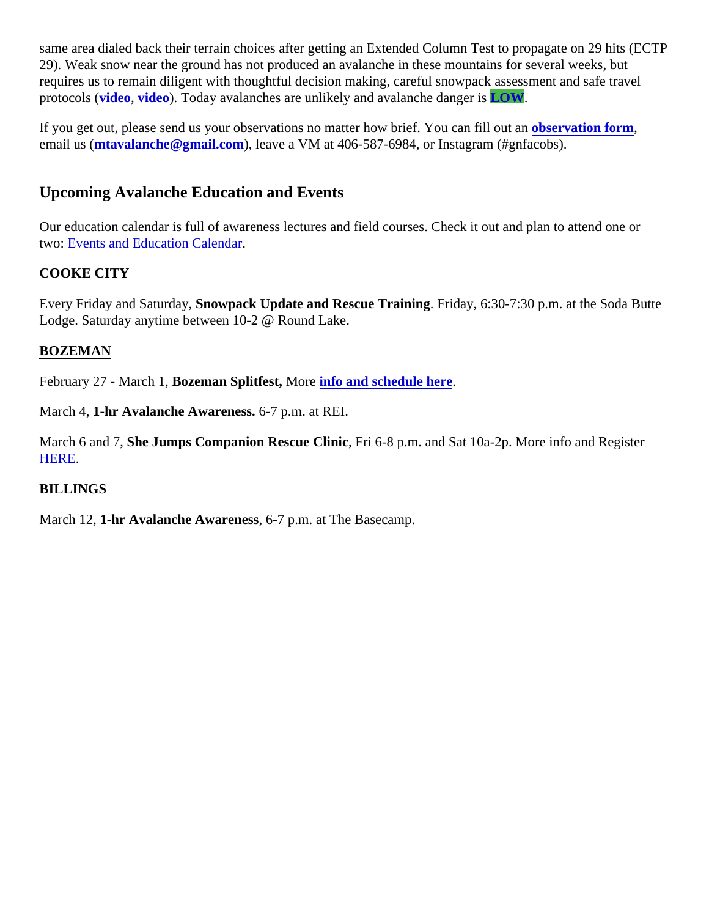same area dialed back their terrain choices after getting an Extended Column Test to propagate on 29 hits (ECTP 29). Weak snow near the ground has not produced an avalanche in these mountains for several weeks, but requires us to remain diligent with thoughtful decision making, careful snowpack assessment and safe travel protocols (**video**, **video**). Today avalanches are unlikely and avalanche danger is **LOW**.

If you get out, please send us your observations no matter how brief. You can fill out an **observation form**, email us (**mtavalanche@gmail.com**), leave a VM at 406-587-6984, or Instagram (#gnfacobs).

## Upcoming Avalanche Education and Events

Our education calendar is full of awareness lectures and field courses. Check it out and plan to attend one or two: Events and Education Calendar.

### COOKE CITY

Every Friday and Saturday, **Snowpack Update and Rescue Training**. Friday, 6:30-7:30 p.m. at the Soda Butte Lodge. Saturday anytime between 10-2 @ Round Lake.

### BOZEMAN

February 27 - March 1, **Bozeman Splitfest,** More **info and schedule here**.

March 4, **1-hr Avalanche Awareness.** 6-7 p.m. at REI.

March 6 and 7, **She Jumps Companion Rescue Clinic**, Fri 6-8 p.m. and Sat 10a-2p. More info and Register HERE.

### BILLINGS

March 12, **1-hr Avalanche Awareness**, 6-7 p.m. at The Basecamp.